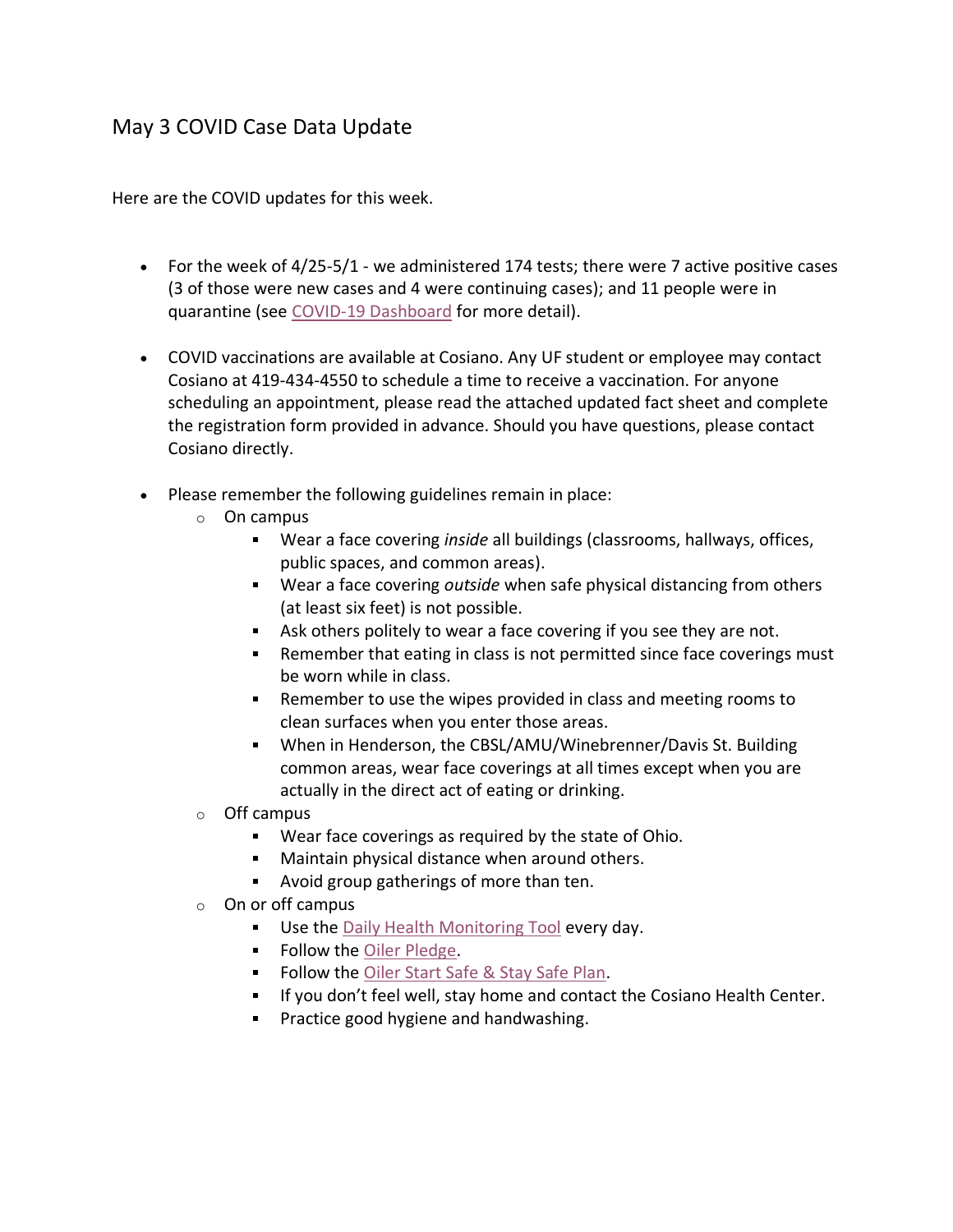# May 3 COVID Case Data Update

Here are the COVID updates for this week.

- For the week of 4/25-5/1 - we administered 174 tests; there were 7 active positive cases (3 of those were new cases and 4 were continuing cases); and 11 people were in quarantine (see COVID-19 Dashboard for more detail).

- COVID vaccinations are available at Cosiano. Any UF student or employee may contact Cosiano at 419-434-4550 to schedule a time to receive a vaccination. For anyone scheduling an appointment, please read the attached updated fact sheet and complete the registration form provided in advance. Should you have questions, please contact Cosiano directly.

- Please remember the following guidelines remain in place:
  - On campus
    - Wear a face covering *inside* all buildings (classrooms, hallways, offices, public spaces, and common areas).
    - Wear a face covering *outside* when safe physical distancing from others (at least six feet) is not possible.
    - Ask others politely to wear a face covering if you see they are not.
    - Remember that eating in class is not permitted since face coverings must be worn while in class.
    - Remember to use the wipes provided in class and meeting rooms to clean surfaces when you enter those areas.
    - When in Henderson, the CBSL/AMU/Winebrenner/Davis St. Building common areas, wear face coverings at all times except when you are actually in the direct act of eating or drinking.
  - Off campus
    - Wear face coverings as required by the state of Ohio.
    - Maintain physical distance when around others.
    - Avoid group gatherings of more than ten.
  - On or off campus
    - Use the Daily Health Monitoring Tool every day.
    - Follow the Oiler Pledge.
    - Follow the Oiler Start Safe & Stay Safe Plan.
    - If you don't feel well, stay home and contact the Cosiano Health Center.
    - Practice good hygiene and handwashing.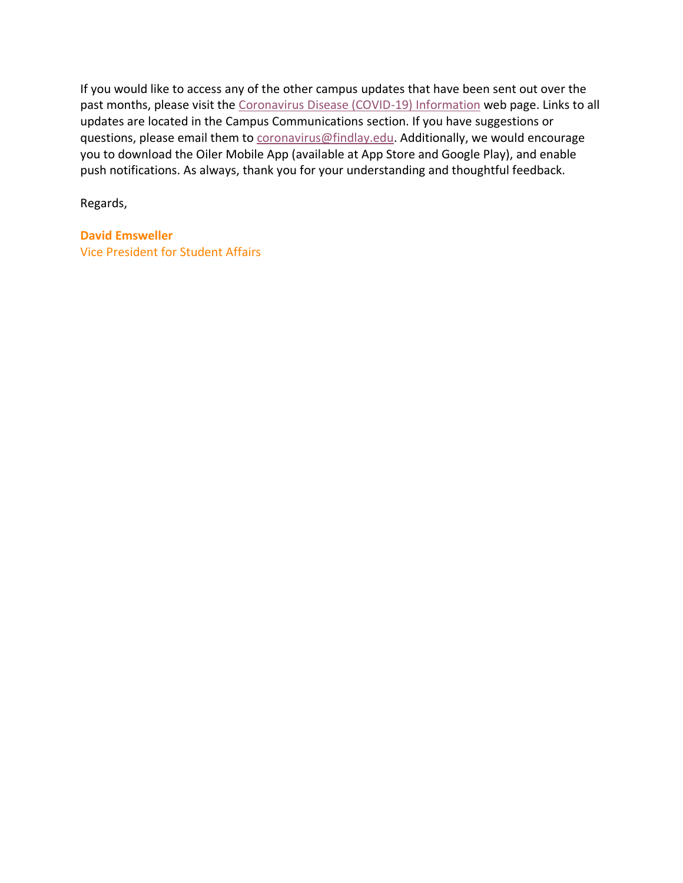If you would like to access any of the other campus updates that have been sent out over the past months, please visit the [Coronavirus Disease (COVID-19) Information]() web page. Links to all updates are located in the Campus Communications section. If you have suggestions or questions, please email them to [coronavirus@findlay.edu](mailto:coronavirus@findlay.edu). Additionally, we would encourage you to download the Oiler Mobile App (available at App Store and Google Play), and enable push notifications. As always, thank you for your understanding and thoughtful feedback.

Regards,

**David Emsweller**
Vice President for Student Affairs